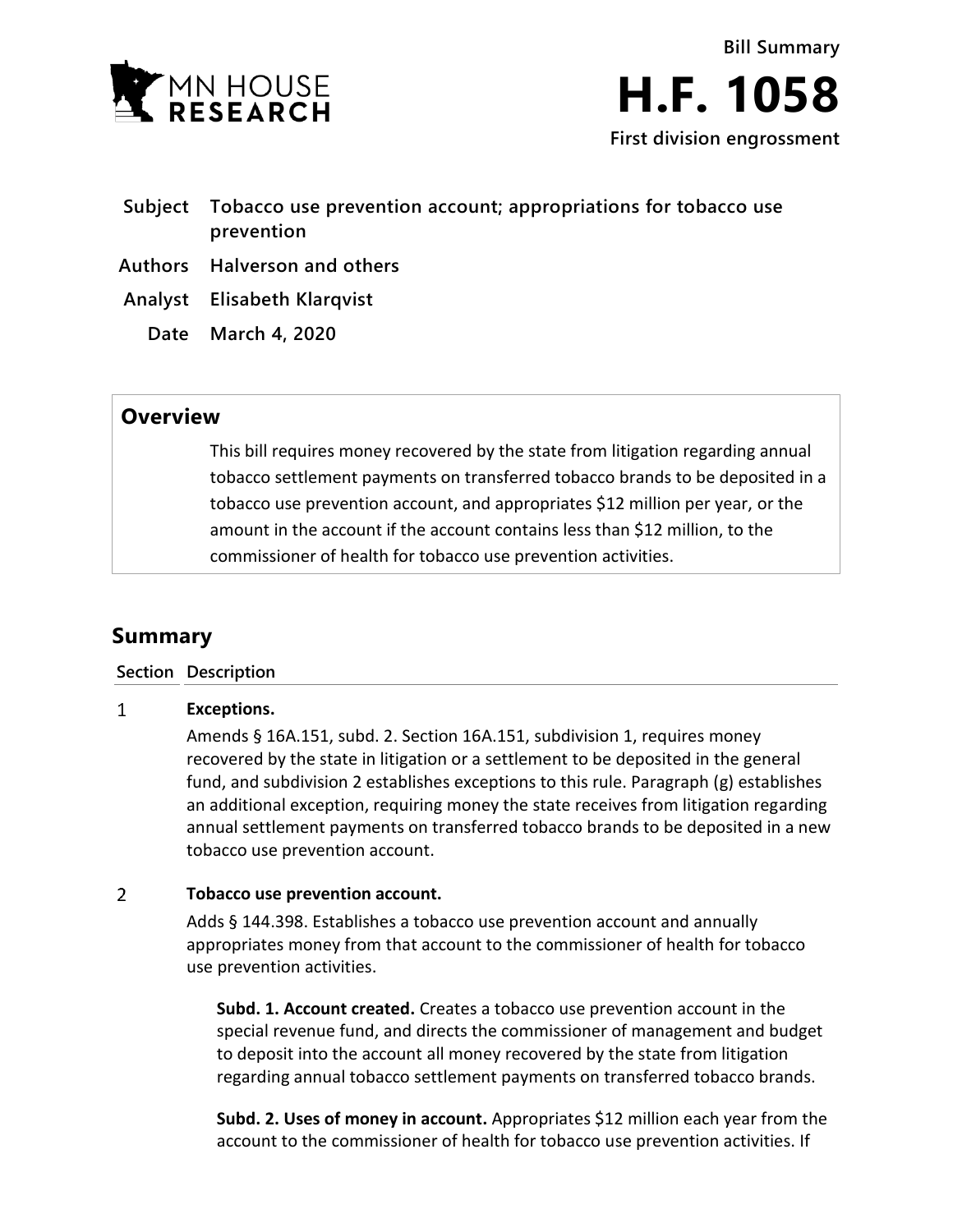MN HOUSE RESEARCH

**Bill Summary**

# H.F. 1058

**First division engrossment**

| | |
|---|---|
| **Subject** | **Tobacco use prevention account; appropriations for tobacco use prevention** |
| **Authors** | **Halverson and others** |
| **Analyst** | **Elisabeth Klarqvist** |
| **Date** | **March 4, 2020** |

## Overview

This bill requires money recovered by the state from litigation regarding annual tobacco settlement payments on transferred tobacco brands to be deposited in a tobacco use prevention account, and appropriates $12 million per year, or the amount in the account if the account contains less than $12 million, to the commissioner of health for tobacco use prevention activities.

## Summary

| Section | Description |
|---|---|
| 1 | **Exceptions.**<br>Amends § 16A.151, subd. 2. Section 16A.151, subdivision 1, requires money recovered by the state in litigation or a settlement to be deposited in the general fund, and subdivision 2 establishes exceptions to this rule. Paragraph (g) establishes an additional exception, requiring money the state receives from litigation regarding annual settlement payments on transferred tobacco brands to be deposited in a new tobacco use prevention account. |
| 2 | **Tobacco use prevention account.**<br>Adds § 144.398. Establishes a tobacco use prevention account and annually appropriates money from that account to the commissioner of health for tobacco use prevention activities.<br><br>**Subd. 1. Account created.** Creates a tobacco use prevention account in the special revenue fund, and directs the commissioner of management and budget to deposit into the account all money recovered by the state from litigation regarding annual tobacco settlement payments on transferred tobacco brands.<br><br>**Subd. 2. Uses of money in account.** Appropriates $12 million each year from the account to the commissioner of health for tobacco use prevention activities. If |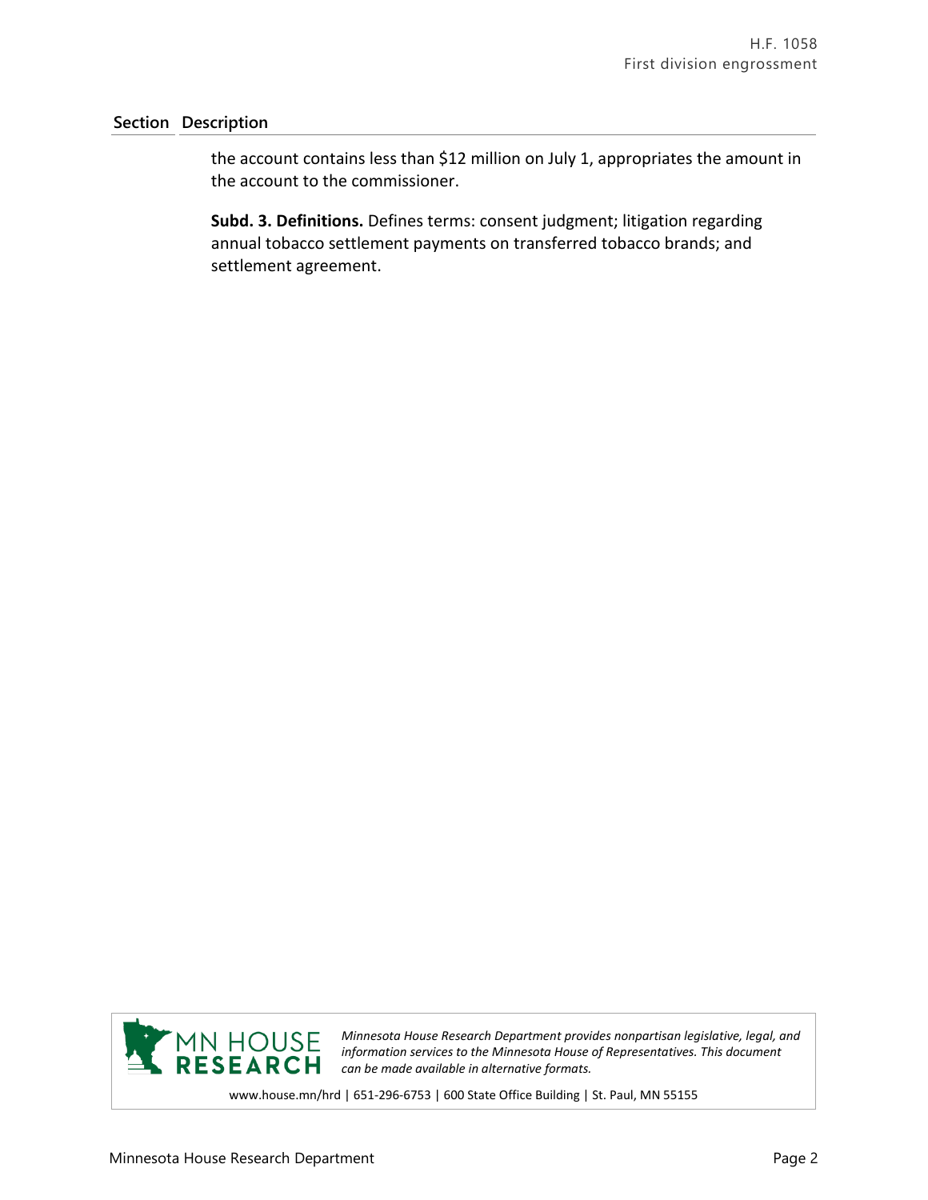| Section | Description |
|---|---|
| | the account contains less than $12 million on July 1, appropriates the amount in the account to the commissioner. |
| | **Subd. 3. Definitions.** Defines terms: consent judgment; litigation regarding annual tobacco settlement payments on transferred tobacco brands; and settlement agreement. |

MN HOUSE RESEARCH

*Minnesota House Research Department provides nonpartisan legislative, legal, and information services to the Minnesota House of Representatives. This document can be made available in alternative formats.*

www.house.mn/hrd | 651-296-6753 | 600 State Office Building | St. Paul, MN 55155